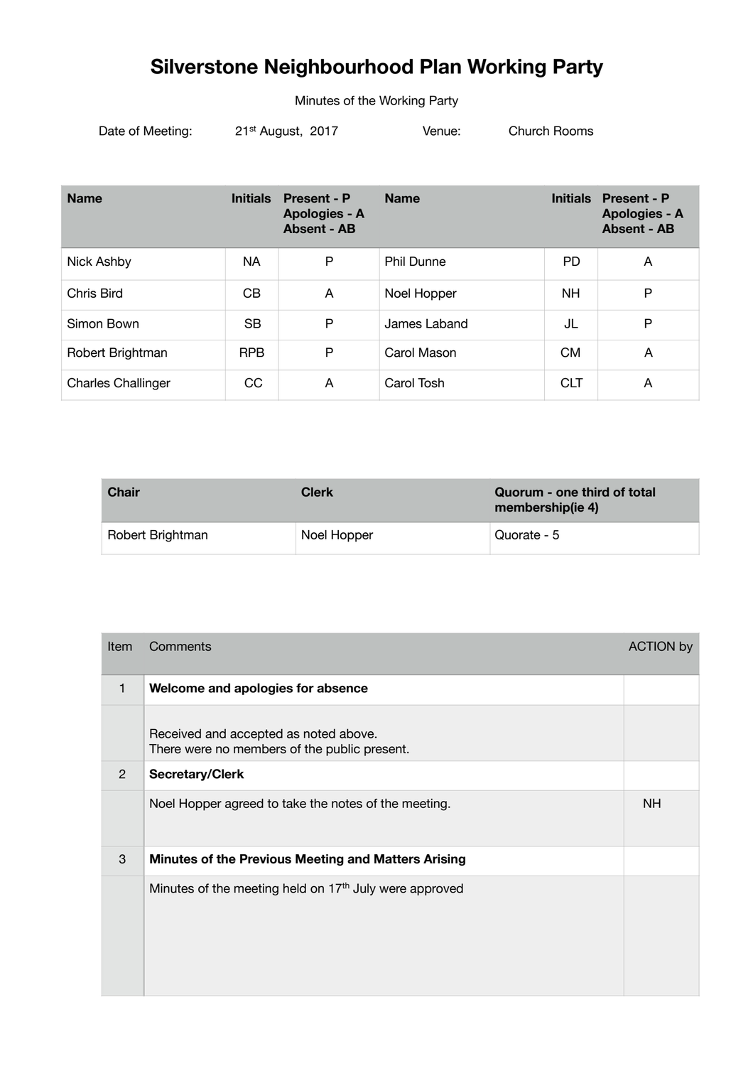# Silverstone Neighbourhood Plan Working Party

Minutes of the Working Party

Date of Meeting: 21st August, 2017 Venue: Church Rooms

| Name | Initials | Present - P Apologies - A Absent - AB | Name | Initials | Present - P Apologies - A Absent - AB |
|---|---|---|---|---|---|
| Nick Ashby | NA | P | Phil Dunne | PD | A |
| Chris Bird | CB | A | Noel Hopper | NH | P |
| Simon Bown | SB | P | James Laband | JL | P |
| Robert Brightman | RPB | P | Carol Mason | CM | A |
| Charles Challinger | CC | A | Carol Tosh | CLT | A |

| Chair | Clerk | Quorum - one third of total membership(ie 4) |
|---|---|---|
| Robert Brightman | Noel Hopper | Quorate - 5 |

| Item | Comments | ACTION by |
|---|---|---|
| 1 | **Welcome and apologies for absence** | |
| | Received and accepted as noted above. There were no members of the public present. | |
| 2 | **Secretary/Clerk** | |
| | Noel Hopper agreed to take the notes of the meeting. | NH |
| 3 | **Minutes of the Previous Meeting and Matters Arising** | |
| | Minutes of the meeting held on 17th July were approved | |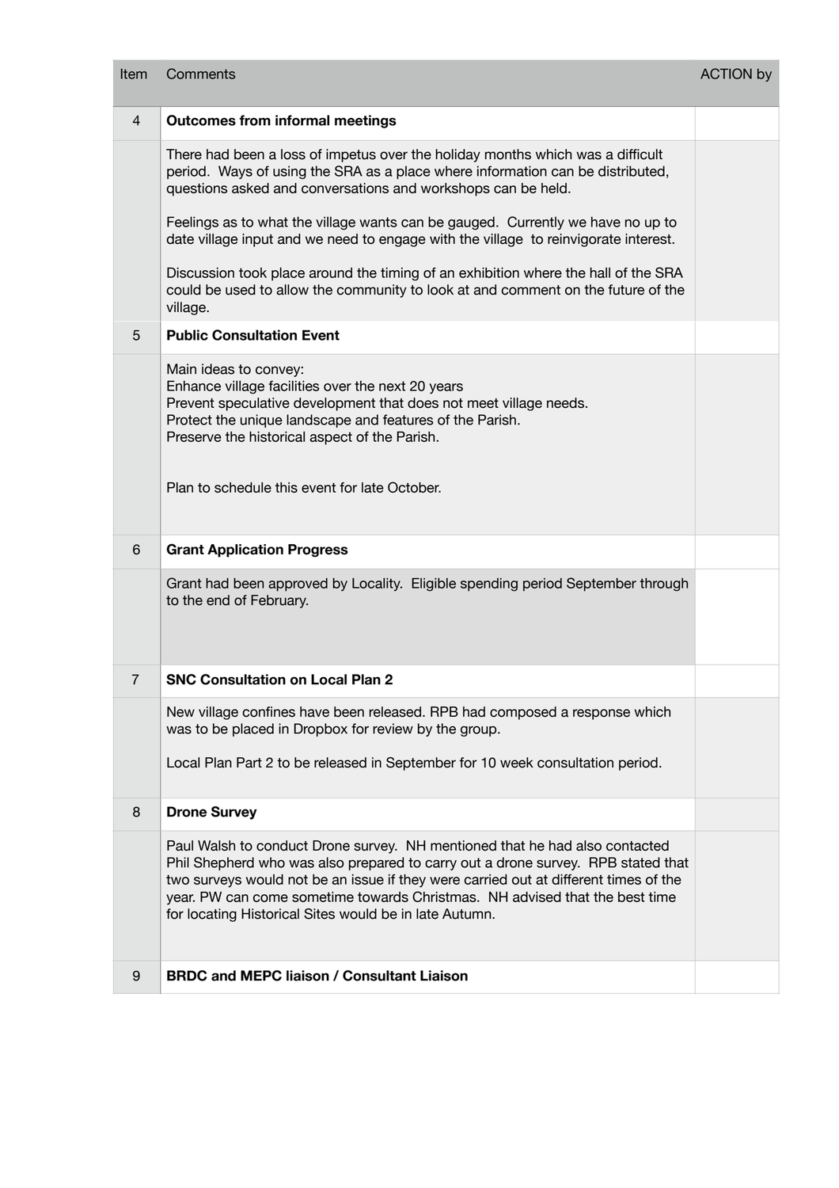| Item | Comments | ACTION by |
|---|---|---|
| 4 | **Outcomes from informal meetings** | |
| | There had been a loss of impetus over the holiday months which was a difficult period. Ways of using the SRA as a place where information can be distributed, questions asked and conversations and workshops can be held.<br><br>Feelings as to what the village wants can be gauged. Currently we have no up to date village input and we need to engage with the village to reinvigorate interest.<br><br>Discussion took place around the timing of an exhibition where the hall of the SRA could be used to allow the community to look at and comment on the future of the village. | |
| 5 | **Public Consultation Event** | |
| | Main ideas to convey:<br>Enhance village facilities over the next 20 years<br>Prevent speculative development that does not meet village needs.<br>Protect the unique landscape and features of the Parish.<br>Preserve the historical aspect of the Parish.<br><br>Plan to schedule this event for late October. | |
| 6 | **Grant Application Progress** | |
| | Grant had been approved by Locality. Eligible spending period September through to the end of February. | |
| 7 | **SNC Consultation on Local Plan 2** | |
| | New village confines have been released. RPB had composed a response which was to be placed in Dropbox for review by the group.<br><br>Local Plan Part 2 to be released in September for 10 week consultation period. | |
| 8 | **Drone Survey** | |
| | Paul Walsh to conduct Drone survey. NH mentioned that he had also contacted Phil Shepherd who was also prepared to carry out a drone survey. RPB stated that two surveys would not be an issue if they were carried out at different times of the year. PW can come sometime towards Christmas. NH advised that the best time for locating Historical Sites would be in late Autumn. | |
| 9 | **BRDC and MEPC liaison / Consultant Liaison** | |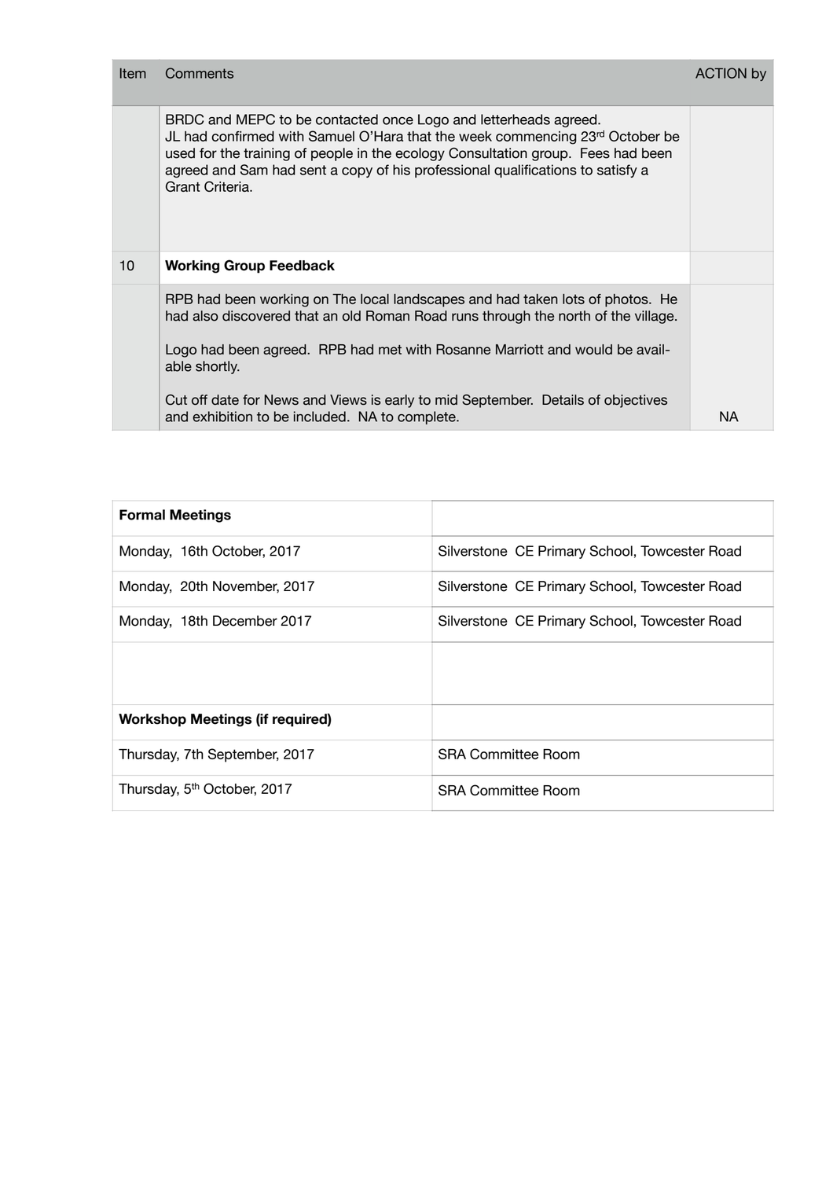| Item | Comments | ACTION by |
|---|---|---|
| | BRDC and MEPC to be contacted once Logo and letterheads agreed.<br>JL had confirmed with Samuel O'Hara that the week commencing 23rd October be used for the training of people in the ecology Consultation group. Fees had been agreed and Sam had sent a copy of his professional qualifications to satisfy a Grant Criteria. | |
| 10 | **Working Group Feedback** | |
| | RPB had been working on The local landscapes and had taken lots of photos. He had also discovered that an old Roman Road runs through the north of the village.<br><br>Logo had been agreed. RPB had met with Rosanne Marriott and would be available shortly.<br><br>Cut off date for News and Views is early to mid September. Details of objectives and exhibition to be included. NA to complete. | NA |

| | |
|---|---|
| **Formal Meetings** | |
| Monday, 16th October, 2017 | Silverstone CE Primary School, Towcester Road |
| Monday, 20th November, 2017 | Silverstone CE Primary School, Towcester Road |
| Monday, 18th December 2017 | Silverstone CE Primary School, Towcester Road |
| | |
| **Workshop Meetings (if required)** | |
| Thursday, 7th September, 2017 | SRA Committee Room |
| Thursday, 5th October, 2017 | SRA Committee Room |